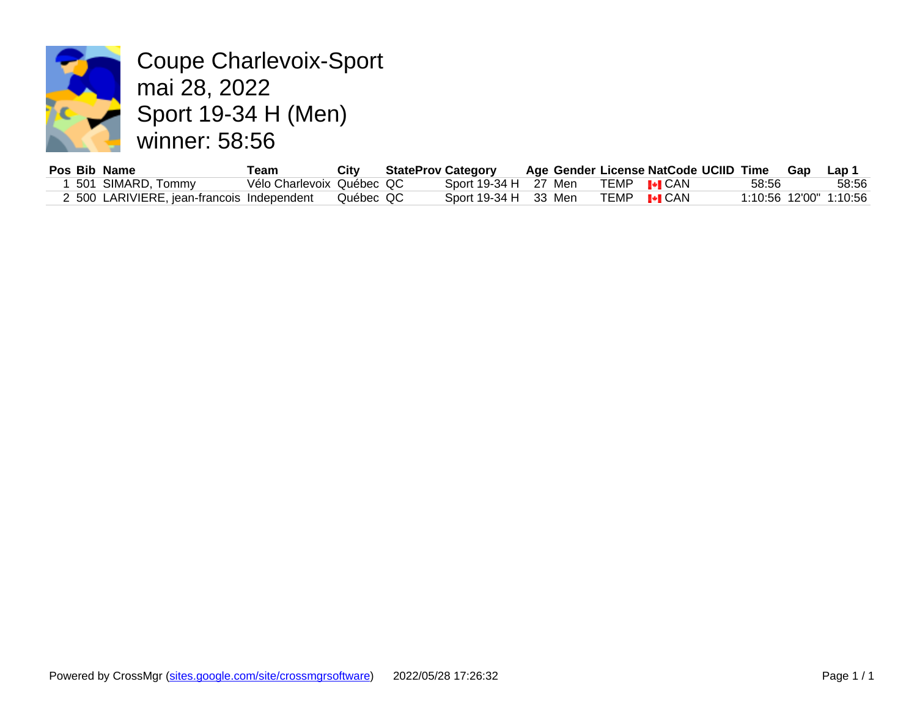# Coupe Charlevoix-Sport

mai 28, 2022

Sport 19-34 H (Men)

winner: 58:56

| Pos | Bib | Name | Team | City | StateProv | Category | Age | Gender | License | NatCode | UCIID | Time | Gap | Lap 1 |
|---|---|---|---|---|---|---|---|---|---|---|---|---|---|---|
| 1 | 501 | SIMARD, Tommy | Vélo Charlevoix | Québec | QC | Sport 19-34 H | 27 | Men | TEMP | CAN | | 58:56 | | 58:56 |
| 2 | 500 | LARIVIERE, jean-francois | Independent | Québec | QC | Sport 19-34 H | 33 | Men | TEMP | CAN | | 1:10:56 | 12'00" | 1:10:56 |

Powered by CrossMgr (sites.google.com/site/crossmgrsoftware) 2022/05/28 17:26:32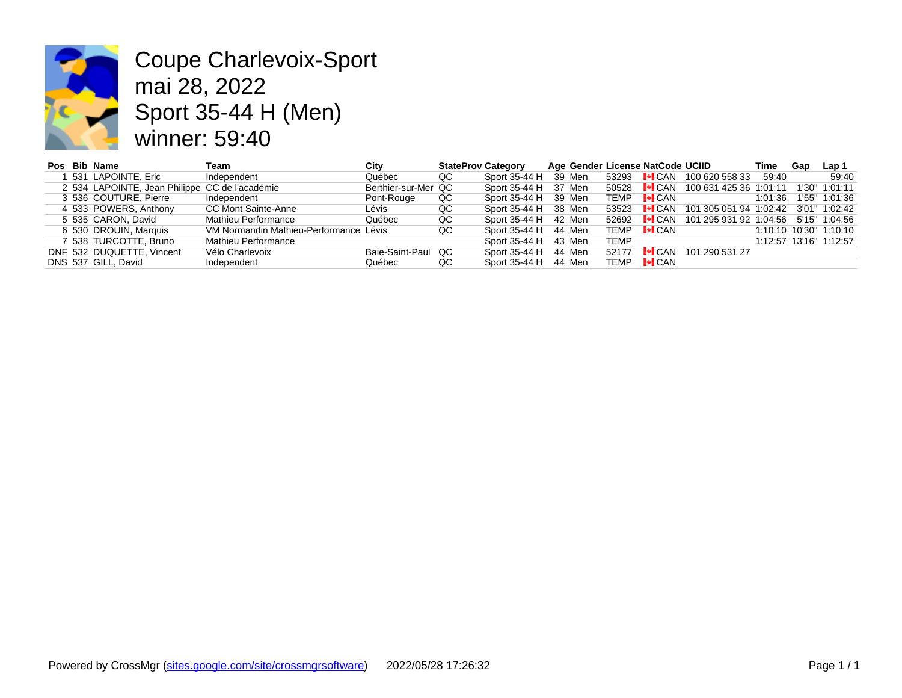# Coupe Charlevoix-Sport
# mai 28, 2022
# Sport 35-44 H (Men)
# winner: 59:40

| Pos | Bib | Name | Team | City | StateProv | Category | Age | Gender | License | NatCode | UCIID | Time | Gap | Lap 1 |
|---|---|---|---|---|---|---|---|---|---|---|---|---|---|---|
| 1 | 531 | LAPOINTE, Eric | Independent | Québec | QC | Sport 35-44 H | 39 | Men | 53293 | CAN | 100 620 558 33 | 59:40 | | 59:40 |
| 2 | 534 | LAPOINTE, Jean Philippe | CC de l'académie | Berthier-sur-Mer | QC | Sport 35-44 H | 37 | Men | 50528 | CAN | 100 631 425 36 | 1:01:11 | 1'30" | 1:01:11 |
| 3 | 536 | COUTURE, Pierre | Independent | Pont-Rouge | QC | Sport 35-44 H | 39 | Men | TEMP | CAN | | 1:01:36 | 1'55" | 1:01:36 |
| 4 | 533 | POWERS, Anthony | CC Mont Sainte-Anne | Lévis | QC | Sport 35-44 H | 38 | Men | 53523 | CAN | 101 305 051 94 | 1:02:42 | 3'01" | 1:02:42 |
| 5 | 535 | CARON, David | Mathieu Performance | Québec | QC | Sport 35-44 H | 42 | Men | 52692 | CAN | 101 295 931 92 | 1:04:56 | 5'15" | 1:04:56 |
| 6 | 530 | DROUIN, Marquis | VM Normandin Mathieu-Performance | Lévis | QC | Sport 35-44 H | 44 | Men | TEMP | CAN | | 1:10:10 | 10'30" | 1:10:10 |
| 7 | 538 | TURCOTTE, Bruno | Mathieu Performance | | | Sport 35-44 H | 43 | Men | TEMP | | | 1:12:57 | 13'16" | 1:12:57 |
| DNF | 532 | DUQUETTE, Vincent | Vélo Charlevoix | Baie-Saint-Paul | QC | Sport 35-44 H | 44 | Men | 52177 | CAN | 101 290 531 27 | | | |
| DNS | 537 | GILL, David | Independent | Québec | QC | Sport 35-44 H | 44 | Men | TEMP | CAN | | | | |

Powered by CrossMgr (sites.google.com/site/crossmgrsoftware) 2022/05/28 17:26:32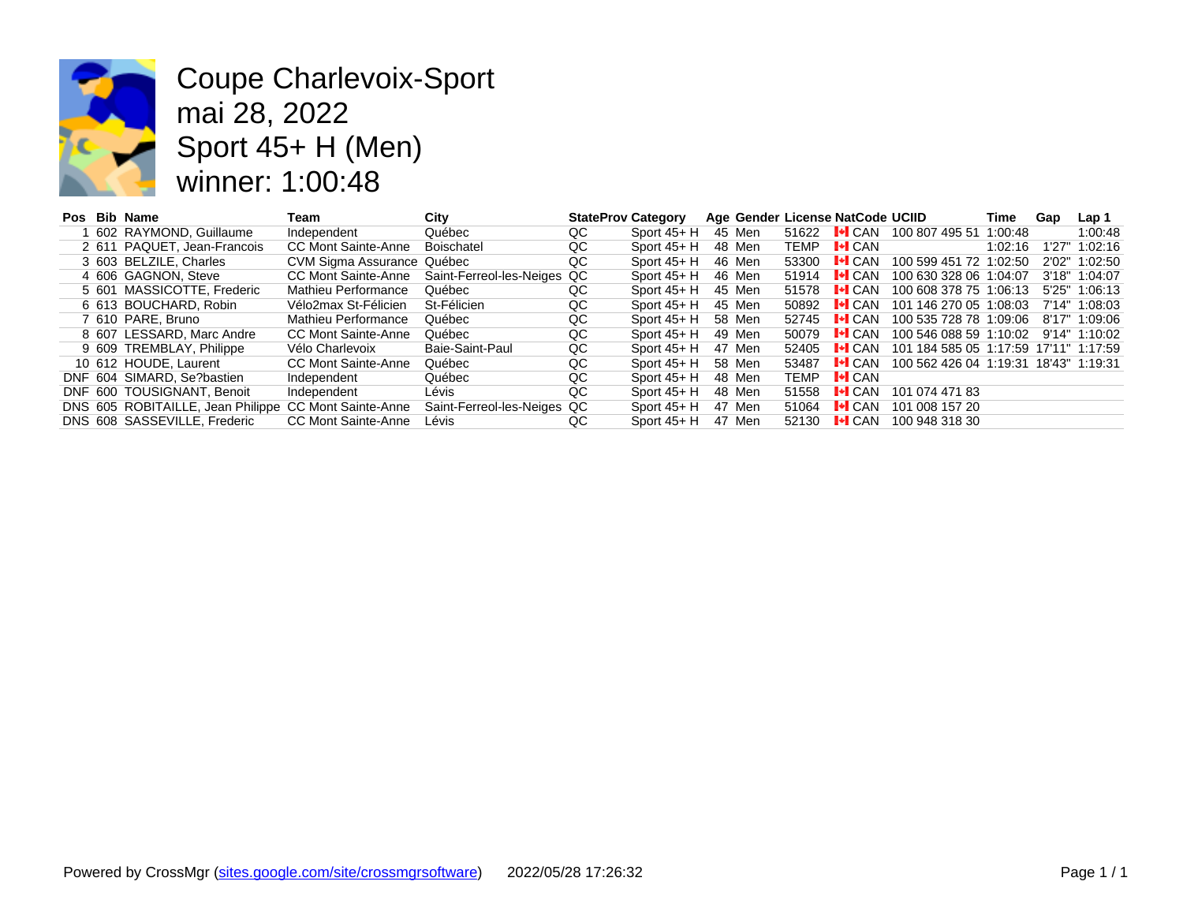# Coupe Charlevoix-Sport

# mai 28, 2022

# Sport 45+ H (Men)

# winner: 1:00:48

| Pos | Bib | Name | Team | City | StateProv | Category | Age | Gender | License | NatCode | UCIID | Time | Gap | Lap 1 |
|---|---|---|---|---|---|---|---|---|---|---|---|---|---|---|
| 1 | 602 | RAYMOND, Guillaume | Independent | Québec | QC | Sport 45+ H | 45 | Men | 51622 | CAN | 100 807 495 51 | 1:00:48 | | 1:00:48 |
| 2 | 611 | PAQUET, Jean-Francois | CC Mont Sainte-Anne | Boischatel | QC | Sport 45+ H | 48 | Men | TEMP | CAN | | 1:02:16 | 1'27" | 1:02:16 |
| 3 | 603 | BELZILE, Charles | CVM Sigma Assurance | Québec | QC | Sport 45+ H | 46 | Men | 53300 | CAN | 100 599 451 72 | 1:02:50 | 2'02" | 1:02:50 |
| 4 | 606 | GAGNON, Steve | CC Mont Sainte-Anne | Saint-Ferreol-les-Neiges | QC | Sport 45+ H | 46 | Men | 51914 | CAN | 100 630 328 06 | 1:04:07 | 3'18" | 1:04:07 |
| 5 | 601 | MASSICOTTE, Frederic | Mathieu Performance | Québec | QC | Sport 45+ H | 45 | Men | 51578 | CAN | 100 608 378 75 | 1:06:13 | 5'25" | 1:06:13 |
| 6 | 613 | BOUCHARD, Robin | Vélo2max St-Félicien | St-Félicien | QC | Sport 45+ H | 45 | Men | 50892 | CAN | 101 146 270 05 | 1:08:03 | 7'14" | 1:08:03 |
| 7 | 610 | PARE, Bruno | Mathieu Performance | Québec | QC | Sport 45+ H | 58 | Men | 52745 | CAN | 100 535 728 78 | 1:09:06 | 8'17" | 1:09:06 |
| 8 | 607 | LESSARD, Marc Andre | CC Mont Sainte-Anne | Québec | QC | Sport 45+ H | 49 | Men | 50079 | CAN | 100 546 088 59 | 1:10:02 | 9'14" | 1:10:02 |
| 9 | 609 | TREMBLAY, Philippe | Vélo Charlevoix | Baie-Saint-Paul | QC | Sport 45+ H | 47 | Men | 52405 | CAN | 101 184 585 05 | 1:17:59 | 17'11" | 1:17:59 |
| 10 | 612 | HOUDE, Laurent | CC Mont Sainte-Anne | Québec | QC | Sport 45+ H | 58 | Men | 53487 | CAN | 100 562 426 04 | 1:19:31 | 18'43" | 1:19:31 |
| DNF | 604 | SIMARD, Se?bastien | Independent | Québec | QC | Sport 45+ H | 48 | Men | TEMP | CAN | | | | |
| DNF | 600 | TOUSIGNANT, Benoit | Independent | Lévis | QC | Sport 45+ H | 48 | Men | 51558 | CAN | 101 074 471 83 | | | |
| DNS | 605 | ROBITAILLE, Jean Philippe | CC Mont Sainte-Anne | Saint-Ferreol-les-Neiges | QC | Sport 45+ H | 47 | Men | 51064 | CAN | 101 008 157 20 | | | |
| DNS | 608 | SASSEVILLE, Frederic | CC Mont Sainte-Anne | Lévis | QC | Sport 45+ H | 47 | Men | 52130 | CAN | 100 948 318 30 | | | |

Powered by CrossMgr (sites.google.com/site/crossmgrsoftware) 2022/05/28 17:26:32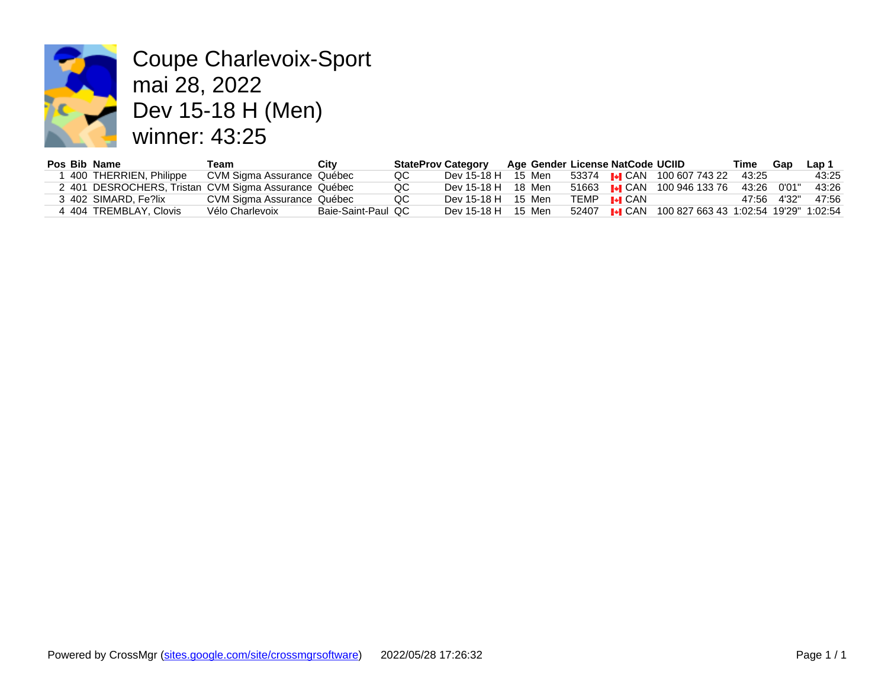# Coupe Charlevoix-Sport
# mai 28, 2022
# Dev 15-18 H (Men)
# winner: 43:25

| Pos | Bib | Name | Team | City | StateProv | Category | Age | Gender | License | NatCode | UCIID | Time | Gap | Lap 1 |
|---|---|---|---|---|---|---|---|---|---|---|---|---|---|---|
| 1 | 400 | THERRIEN, Philippe | CVM Sigma Assurance | Québec | QC | Dev 15-18 H | 15 | Men | 53374 | CAN | 100 607 743 22 | 43:25 | | 43:25 |
| 2 | 401 | DESROCHERS, Tristan | CVM Sigma Assurance | Québec | QC | Dev 15-18 H | 18 | Men | 51663 | CAN | 100 946 133 76 | 43:26 | 0'01" | 43:26 |
| 3 | 402 | SIMARD, Fe?lix | CVM Sigma Assurance | Québec | QC | Dev 15-18 H | 15 | Men | TEMP | CAN | | 47:56 | 4'32" | 47:56 |
| 4 | 404 | TREMBLAY, Clovis | Vélo Charlevoix | Baie-Saint-Paul | QC | Dev 15-18 H | 15 | Men | 52407 | CAN | 100 827 663 43 | 1:02:54 | 19'29" | 1:02:54 |

Powered by CrossMgr (sites.google.com/site/crossmgrsoftware) 2022/05/28 17:26:32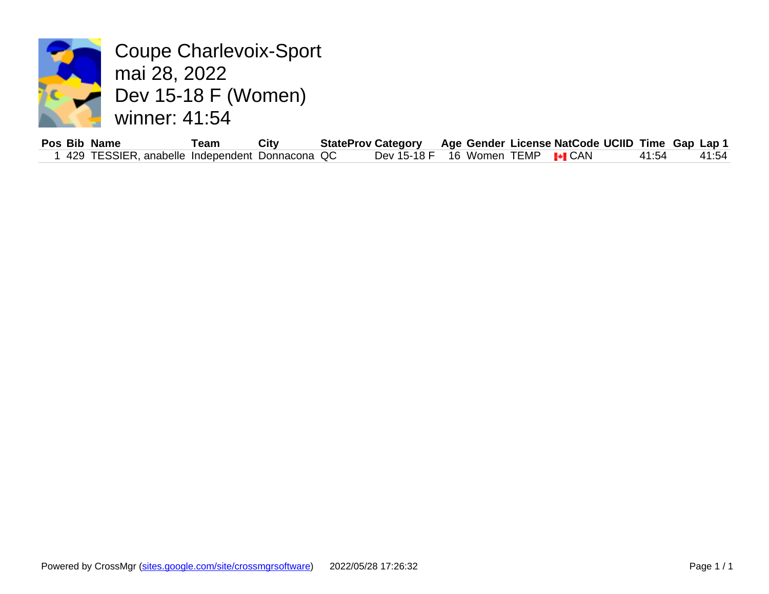# Coupe Charlevoix-Sport

mai 28, 2022

Dev 15-18 F (Women)

winner: 41:54

| Pos | Bib | Name | Team | City | StateProv | Category | Age | Gender | License | NatCode | UCIID | Time | Gap | Lap 1 |
|---|---|---|---|---|---|---|---|---|---|---|---|---|---|---|
| 1 | 429 | TESSIER, anabelle | Independent | Donnacona | QC | Dev 15-18 F | 16 | Women | TEMP | CAN | | 41:54 | | 41:54 |

Powered by CrossMgr (sites.google.com/site/crossmgrsoftware) 2022/05/28 17:26:32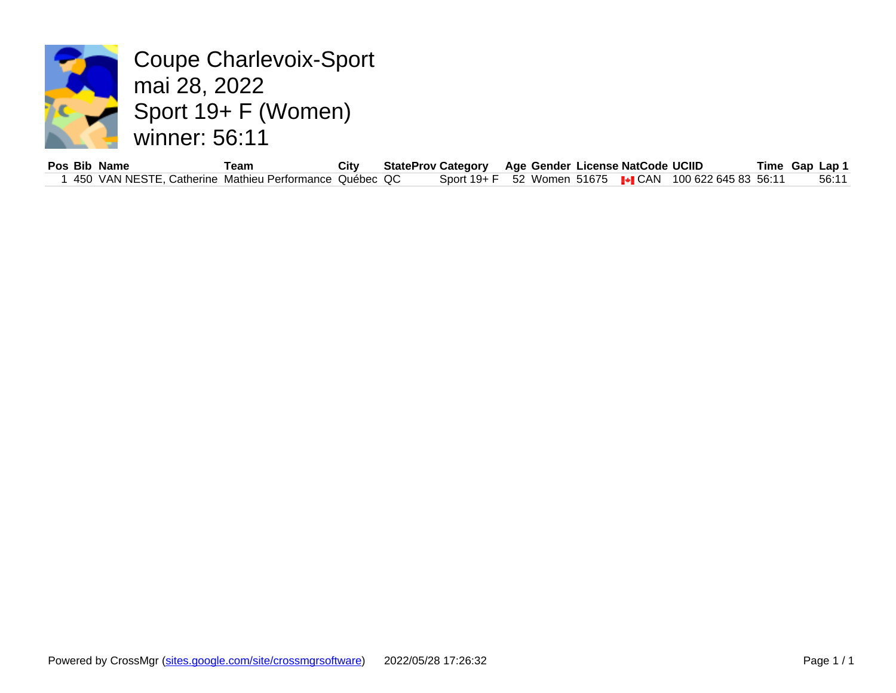# Coupe Charlevoix-Sport

mai 28, 2022

Sport 19+ F (Women)

winner: 56:11

| Pos | Bib | Name | Team | City | StateProv | Category | Age | Gender | License | NatCode | UCIID | Time | Gap | Lap 1 |
|---|---|---|---|---|---|---|---|---|---|---|---|---|---|---|
| 1 | 450 | VAN NESTE, Catherine | Mathieu Performance | Québec | QC | Sport 19+ F | 52 | Women | 51675 | CAN | 100 622 645 83 | 56:11 | | 56:11 |

Powered by CrossMgr (sites.google.com/site/crossmgrsoftware)   2022/05/28 17:26:32